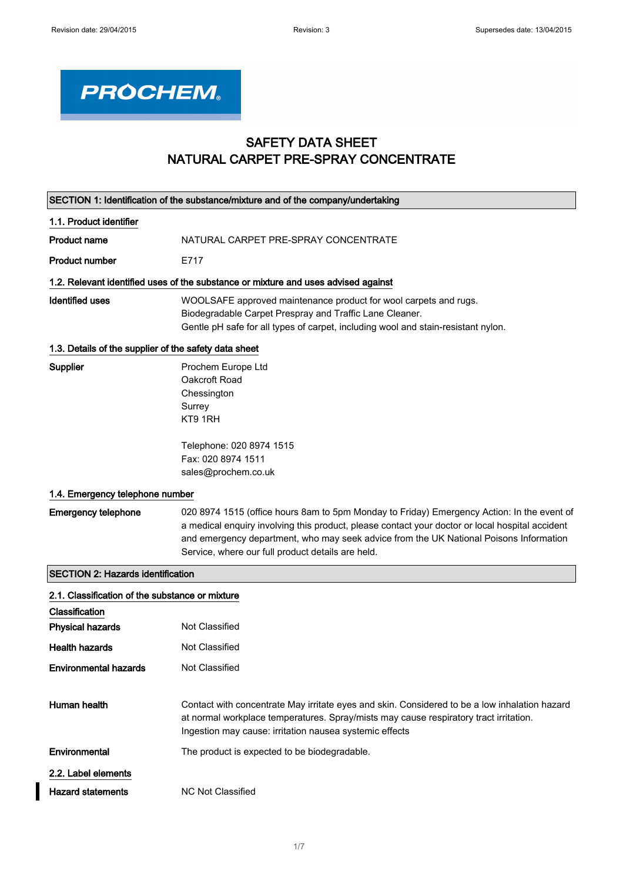Revision date: 29/04/2015 Revision: 3 Supersedes date: 13/04/2015

PROCHEM

# SAFETY DATA SHEET
# NATURAL CARPET PRE-SPRAY CONCENTRATE

## SECTION 1: Identification of the substance/mixture and of the company/undertaking

### 1.1. Product identifier

**Product name** NATURAL CARPET PRE-SPRAY CONCENTRATE

**Product number** E717

### 1.2. Relevant identified uses of the substance or mixture and uses advised against

**Identified uses** WOOLSAFE approved maintenance product for wool carpets and rugs.
Biodegradable Carpet Prespray and Traffic Lane Cleaner.
Gentle pH safe for all types of carpet, including wool and stain-resistant nylon.

### 1.3. Details of the supplier of the safety data sheet

**Supplier**
Prochem Europe Ltd
Oakcroft Road
Chessington
Surrey
KT9 1RH

Telephone: 020 8974 1515
Fax: 020 8974 1511
sales@prochem.co.uk

### 1.4. Emergency telephone number

**Emergency telephone** 020 8974 1515 (office hours 8am to 5pm Monday to Friday) Emergency Action: In the event of a medical enquiry involving this product, please contact your doctor or local hospital accident and emergency department, who may seek advice from the UK National Poisons Information Service, where our full product details are held.

## SECTION 2: Hazards identification

### 2.1. Classification of the substance or mixture

**Classification**

**Physical hazards** Not Classified

**Health hazards** Not Classified

**Environmental hazards** Not Classified

**Human health** Contact with concentrate May irritate eyes and skin. Considered to be a low inhalation hazard at normal workplace temperatures. Spray/mists may cause respiratory tract irritation. Ingestion may cause: irritation nausea systemic effects

**Environmental** The product is expected to be biodegradable.

### 2.2. Label elements

**Hazard statements** NC Not Classified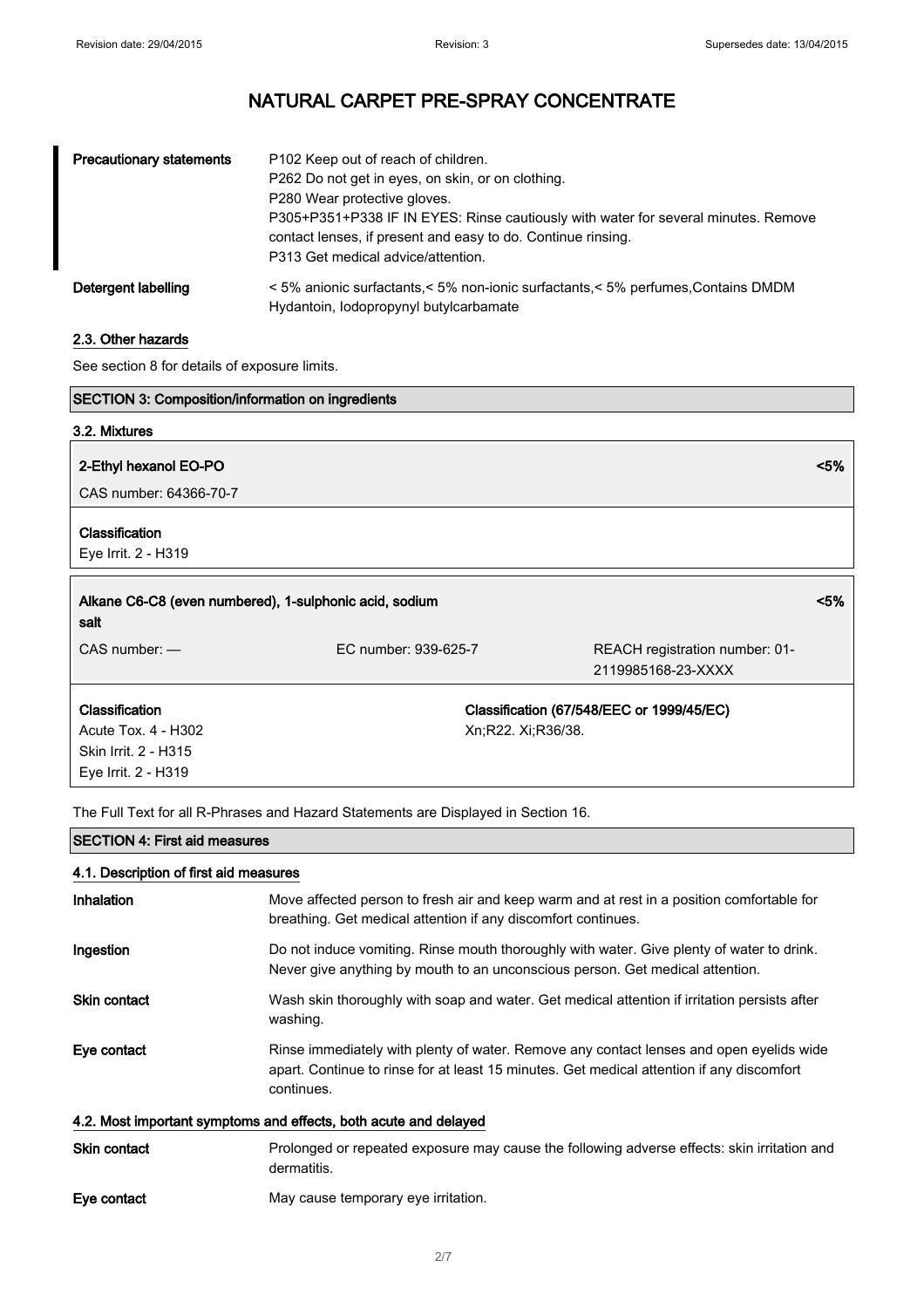| | |
|---|---|
| **Precautionary statements** | P102 Keep out of reach of children.<br>P262 Do not get in eyes, on skin, or on clothing.<br>P280 Wear protective gloves.<br>P305+P351+P338 IF IN EYES: Rinse cautiously with water for several minutes. Remove contact lenses, if present and easy to do. Continue rinsing.<br>P313 Get medical advice/attention. |
| **Detergent labelling** | < 5% anionic surfactants,< 5% non-ionic surfactants,< 5% perfumes,Contains DMDM Hydantoin, Iodopropynyl butylcarbamate |

### 2.3. Other hazards

See section 8 for details of exposure limits.

## SECTION 3: Composition/information on ingredients

### 3.2. Mixtures

**2-Ethyl hexanol EO-PO** <5%

CAS number: 64366-70-7

**Classification**
Eye Irrit. 2 - H319

**Alkane C6-C8 (even numbered), 1-sulphonic acid, sodium salt** <5%

| CAS number: — | EC number: 939-625-7 | REACH registration number: 01-2119985168-23-XXXX |
|---|---|---|

| **Classification** | **Classification (67/548/EEC or 1999/45/EC)** |
|---|---|
| Acute Tox. 4 - H302<br>Skin Irrit. 2 - H315<br>Eye Irrit. 2 - H319 | Xn;R22. Xi;R36/38. |

The Full Text for all R-Phrases and Hazard Statements are Displayed in Section 16.

## SECTION 4: First aid measures

### 4.1. Description of first aid measures

| | |
|---|---|
| **Inhalation** | Move affected person to fresh air and keep warm and at rest in a position comfortable for breathing. Get medical attention if any discomfort continues. |
| **Ingestion** | Do not induce vomiting. Rinse mouth thoroughly with water. Give plenty of water to drink. Never give anything by mouth to an unconscious person. Get medical attention. |
| **Skin contact** | Wash skin thoroughly with soap and water. Get medical attention if irritation persists after washing. |
| **Eye contact** | Rinse immediately with plenty of water. Remove any contact lenses and open eyelids wide apart. Continue to rinse for at least 15 minutes. Get medical attention if any discomfort continues. |

### 4.2. Most important symptoms and effects, both acute and delayed

| | |
|---|---|
| **Skin contact** | Prolonged or repeated exposure may cause the following adverse effects: skin irritation and dermatitis. |
| **Eye contact** | May cause temporary eye irritation. |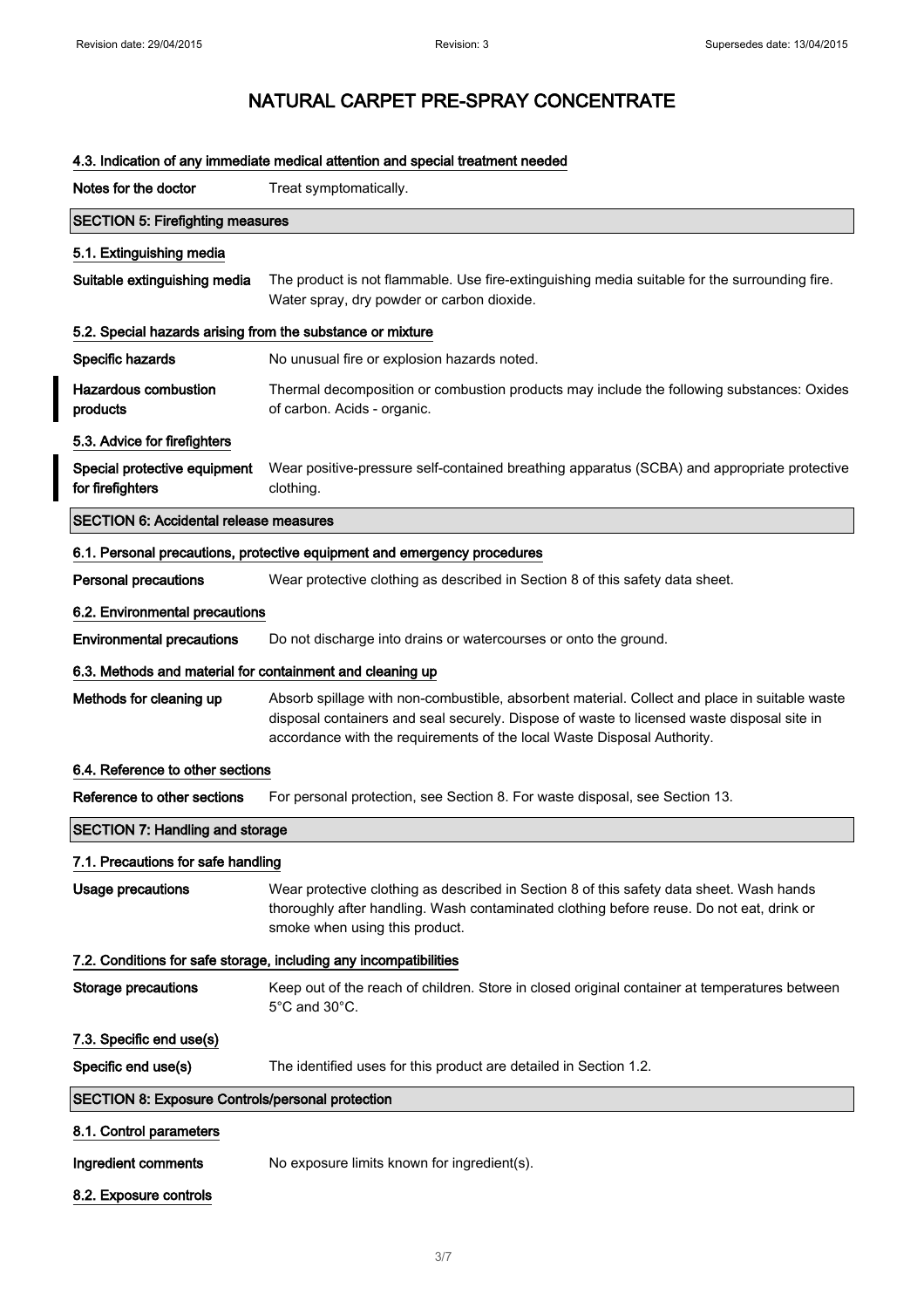# NATURAL CARPET PRE-SPRAY CONCENTRATE

### 4.3. Indication of any immediate medical attention and special treatment needed

**Notes for the doctor** Treat symptomatically.

## SECTION 5: Firefighting measures

### 5.1. Extinguishing media

**Suitable extinguishing media** The product is not flammable. Use fire-extinguishing media suitable for the surrounding fire. Water spray, dry powder or carbon dioxide.

### 5.2. Special hazards arising from the substance or mixture

**Specific hazards** No unusual fire or explosion hazards noted.

**Hazardous combustion products** Thermal decomposition or combustion products may include the following substances: Oxides of carbon. Acids - organic.

### 5.3. Advice for firefighters

**Special protective equipment for firefighters** Wear positive-pressure self-contained breathing apparatus (SCBA) and appropriate protective clothing.

## SECTION 6: Accidental release measures

### 6.1. Personal precautions, protective equipment and emergency procedures

**Personal precautions** Wear protective clothing as described in Section 8 of this safety data sheet.

### 6.2. Environmental precautions

**Environmental precautions** Do not discharge into drains or watercourses or onto the ground.

### 6.3. Methods and material for containment and cleaning up

**Methods for cleaning up** Absorb spillage with non-combustible, absorbent material. Collect and place in suitable waste disposal containers and seal securely. Dispose of waste to licensed waste disposal site in accordance with the requirements of the local Waste Disposal Authority.

### 6.4. Reference to other sections

**Reference to other sections** For personal protection, see Section 8. For waste disposal, see Section 13.

## SECTION 7: Handling and storage

### 7.1. Precautions for safe handling

**Usage precautions** Wear protective clothing as described in Section 8 of this safety data sheet. Wash hands thoroughly after handling. Wash contaminated clothing before reuse. Do not eat, drink or smoke when using this product.

### 7.2. Conditions for safe storage, including any incompatibilities

**Storage precautions** Keep out of the reach of children. Store in closed original container at temperatures between 5°C and 30°C.

### 7.3. Specific end use(s)

**Specific end use(s)** The identified uses for this product are detailed in Section 1.2.

## SECTION 8: Exposure Controls/personal protection

### 8.1. Control parameters

**Ingredient comments** No exposure limits known for ingredient(s).

### 8.2. Exposure controls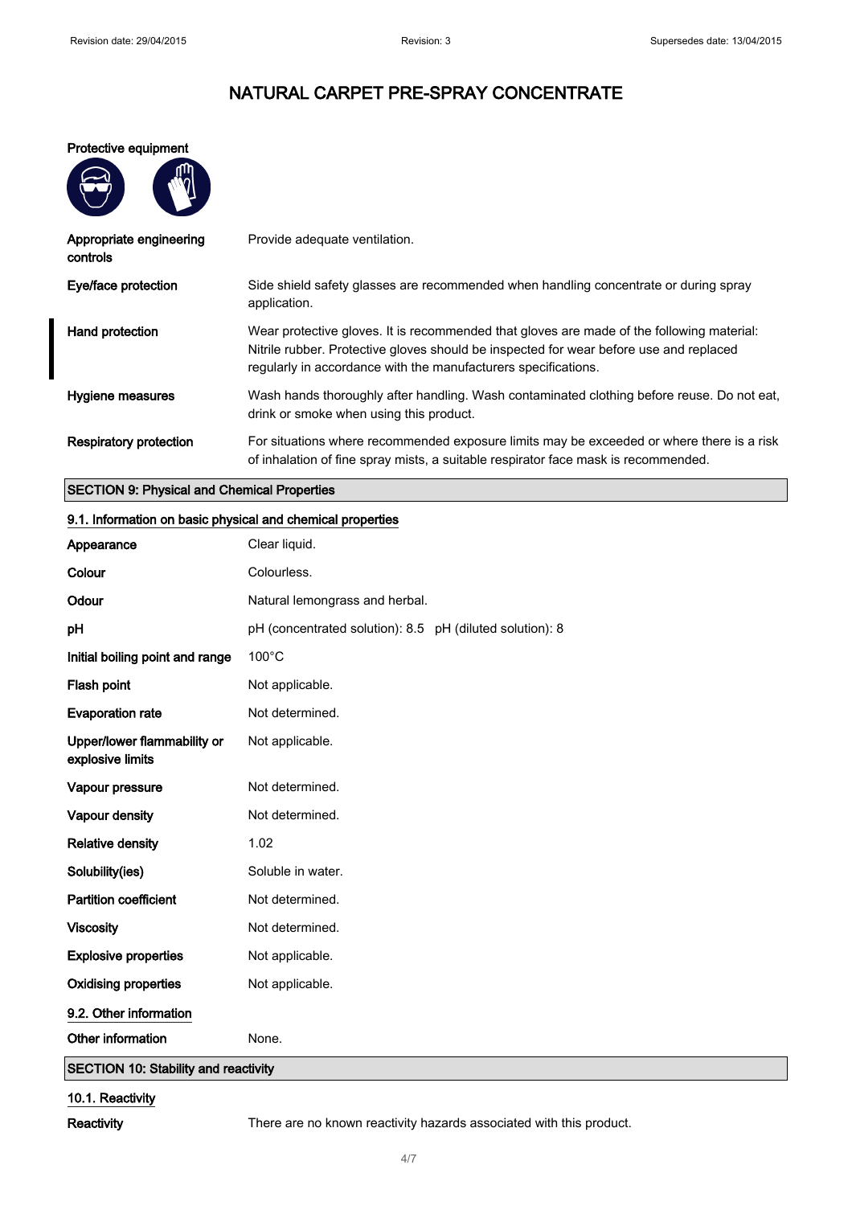# NATURAL CARPET PRE-SPRAY CONCENTRATE

**Protective equipment**

| | |
|---|---|
| **Appropriate engineering controls** | Provide adequate ventilation. |
| **Eye/face protection** | Side shield safety glasses are recommended when handling concentrate or during spray application. |
| **Hand protection** | Wear protective gloves. It is recommended that gloves are made of the following material: Nitrile rubber. Protective gloves should be inspected for wear before use and replaced regularly in accordance with the manufacturers specifications. |
| **Hygiene measures** | Wash hands thoroughly after handling. Wash contaminated clothing before reuse. Do not eat, drink or smoke when using this product. |
| **Respiratory protection** | For situations where recommended exposure limits may be exceeded or where there is a risk of inhalation of fine spray mists, a suitable respirator face mask is recommended. |

## SECTION 9: Physical and Chemical Properties

### 9.1. Information on basic physical and chemical properties

| | |
|---|---|
| **Appearance** | Clear liquid. |
| **Colour** | Colourless. |
| **Odour** | Natural lemongrass and herbal. |
| **pH** | pH (concentrated solution): 8.5 pH (diluted solution): 8 |
| **Initial boiling point and range** | 100°C |
| **Flash point** | Not applicable. |
| **Evaporation rate** | Not determined. |
| **Upper/lower flammability or explosive limits** | Not applicable. |
| **Vapour pressure** | Not determined. |
| **Vapour density** | Not determined. |
| **Relative density** | 1.02 |
| **Solubility(ies)** | Soluble in water. |
| **Partition coefficient** | Not determined. |
| **Viscosity** | Not determined. |
| **Explosive properties** | Not applicable. |
| **Oxidising properties** | Not applicable. |

### 9.2. Other information

| | |
|---|---|
| **Other information** | None. |

## SECTION 10: Stability and reactivity

### 10.1. Reactivity

| | |
|---|---|
| **Reactivity** | There are no known reactivity hazards associated with this product. |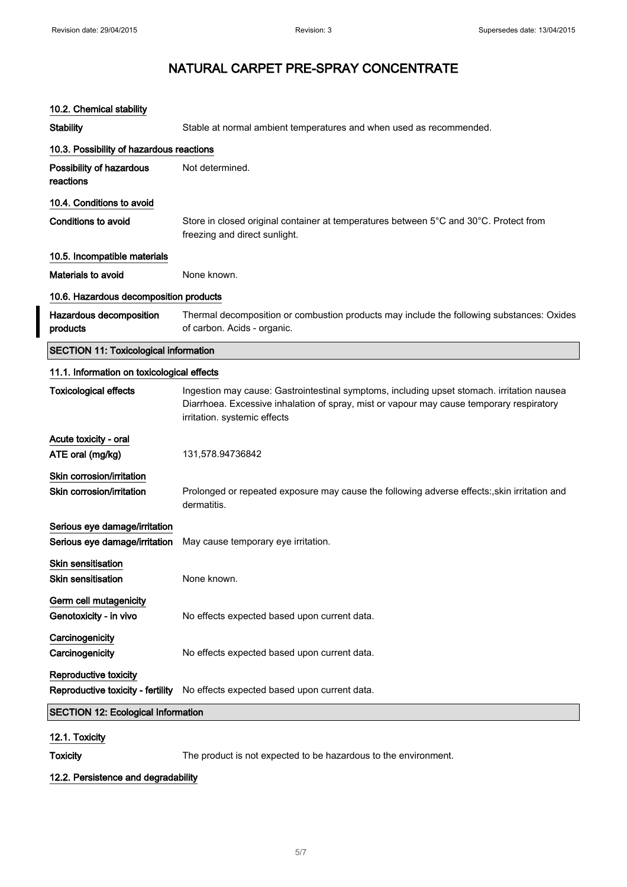# NATURAL CARPET PRE-SPRAY CONCENTRATE

### 10.2. Chemical stability

| | |
|---|---|
| **Stability** | Stable at normal ambient temperatures and when used as recommended. |

### 10.3. Possibility of hazardous reactions

| | |
|---|---|
| **Possibility of hazardous reactions** | Not determined. |

### 10.4. Conditions to avoid

| | |
|---|---|
| **Conditions to avoid** | Store in closed original container at temperatures between 5°C and 30°C. Protect from freezing and direct sunlight. |

### 10.5. Incompatible materials

| | |
|---|---|
| **Materials to avoid** | None known. |

### 10.6. Hazardous decomposition products

| | |
|---|---|
| **Hazardous decomposition products** | Thermal decomposition or combustion products may include the following substances: Oxides of carbon. Acids - organic. |

## SECTION 11: Toxicological information

### 11.1. Information on toxicological effects

| | |
|---|---|
| **Toxicological effects** | Ingestion may cause: Gastrointestinal symptoms, including upset stomach. irritation nausea Diarrhoea. Excessive inhalation of spray, mist or vapour may cause temporary respiratory irritation. systemic effects |

**Acute toxicity - oral**

| | |
|---|---|
| **ATE oral (mg/kg)** | 131,578.94736842 |

**Skin corrosion/irritation**

| | |
|---|---|
| **Skin corrosion/irritation** | Prolonged or repeated exposure may cause the following adverse effects:,skin irritation and dermatitis. |

**Serious eye damage/irritation**

| | |
|---|---|
| **Serious eye damage/irritation** | May cause temporary eye irritation. |

**Skin sensitisation**

| | |
|---|---|
| **Skin sensitisation** | None known. |

**Germ cell mutagenicity**

| | |
|---|---|
| **Genotoxicity - in vivo** | No effects expected based upon current data. |

**Carcinogenicity**

| | |
|---|---|
| **Carcinogenicity** | No effects expected based upon current data. |

**Reproductive toxicity**

| | |
|---|---|
| **Reproductive toxicity - fertility** | No effects expected based upon current data. |

## SECTION 12: Ecological Information

### 12.1. Toxicity

| | |
|---|---|
| **Toxicity** | The product is not expected to be hazardous to the environment. |

### 12.2. Persistence and degradability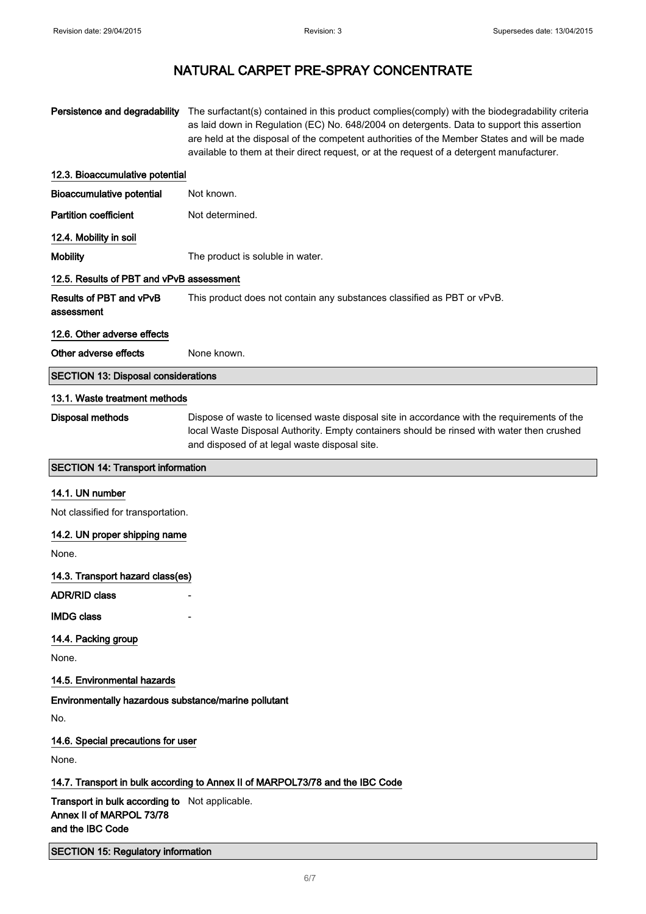# NATURAL CARPET PRE-SPRAY CONCENTRATE

**Persistence and degradability** The surfactant(s) contained in this product complies(comply) with the biodegradability criteria as laid down in Regulation (EC) No. 648/2004 on detergents. Data to support this assertion are held at the disposal of the competent authorities of the Member States and will be made available to them at their direct request, or at the request of a detergent manufacturer.

### 12.3. Bioaccumulative potential

**Bioaccumulative potential** Not known.

**Partition coefficient** Not determined.

### 12.4. Mobility in soil

**Mobility** The product is soluble in water.

### 12.5. Results of PBT and vPvB assessment

**Results of PBT and vPvB assessment** This product does not contain any substances classified as PBT or vPvB.

### 12.6. Other adverse effects

**Other adverse effects** None known.

## SECTION 13: Disposal considerations

### 13.1. Waste treatment methods

**Disposal methods** Dispose of waste to licensed waste disposal site in accordance with the requirements of the local Waste Disposal Authority. Empty containers should be rinsed with water then crushed and disposed of at legal waste disposal site.

## SECTION 14: Transport information

### 14.1. UN number

Not classified for transportation.

### 14.2. UN proper shipping name

None.

### 14.3. Transport hazard class(es)

**ADR/RID class** -

**IMDG class** -

### 14.4. Packing group

None.

### 14.5. Environmental hazards

**Environmentally hazardous substance/marine pollutant**

No.

### 14.6. Special precautions for user

None.

### 14.7. Transport in bulk according to Annex II of MARPOL73/78 and the IBC Code

**Transport in bulk according to Annex II of MARPOL 73/78 and the IBC Code** Not applicable.

## SECTION 15: Regulatory information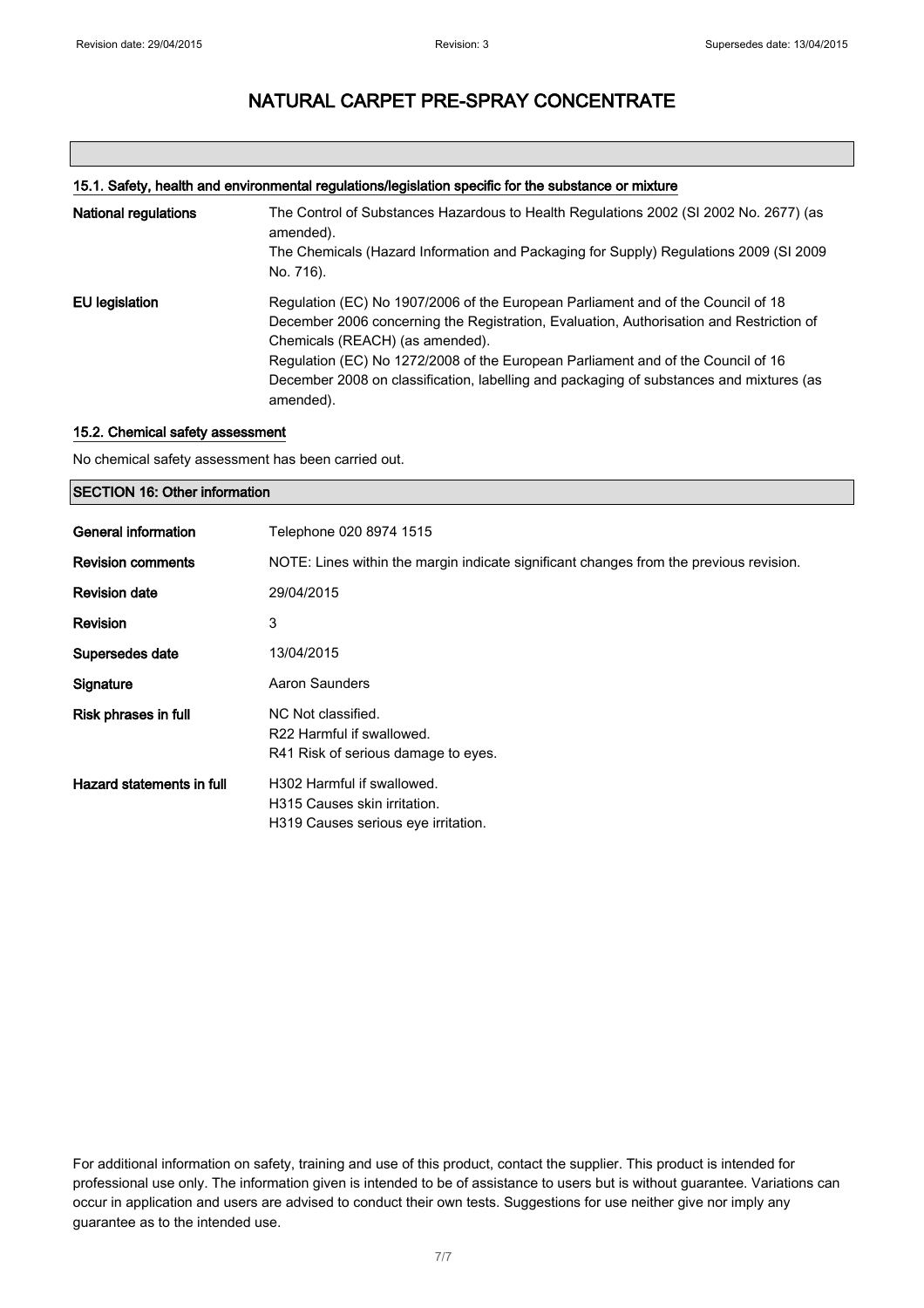# NATURAL CARPET PRE-SPRAY CONCENTRATE

### 15.1. Safety, health and environmental regulations/legislation specific for the substance or mixture

| | |
|---|---|
| **National regulations** | The Control of Substances Hazardous to Health Regulations 2002 (SI 2002 No. 2677) (as amended).<br>The Chemicals (Hazard Information and Packaging for Supply) Regulations 2009 (SI 2009 No. 716). |
| **EU legislation** | Regulation (EC) No 1907/2006 of the European Parliament and of the Council of 18 December 2006 concerning the Registration, Evaluation, Authorisation and Restriction of Chemicals (REACH) (as amended).<br>Regulation (EC) No 1272/2008 of the European Parliament and of the Council of 16 December 2008 on classification, labelling and packaging of substances and mixtures (as amended). |

### 15.2. Chemical safety assessment

No chemical safety assessment has been carried out.

## SECTION 16: Other information

| | |
|---|---|
| **General information** | Telephone 020 8974 1515 |
| **Revision comments** | NOTE: Lines within the margin indicate significant changes from the previous revision. |
| **Revision date** | 29/04/2015 |
| **Revision** | 3 |
| **Supersedes date** | 13/04/2015 |
| **Signature** | Aaron Saunders |
| **Risk phrases in full** | NC Not classified.<br>R22 Harmful if swallowed.<br>R41 Risk of serious damage to eyes. |
| **Hazard statements in full** | H302 Harmful if swallowed.<br>H315 Causes skin irritation.<br>H319 Causes serious eye irritation. |

For additional information on safety, training and use of this product, contact the supplier. This product is intended for professional use only. The information given is intended to be of assistance to users but is without guarantee. Variations can occur in application and users are advised to conduct their own tests. Suggestions for use neither give nor imply any guarantee as to the intended use.